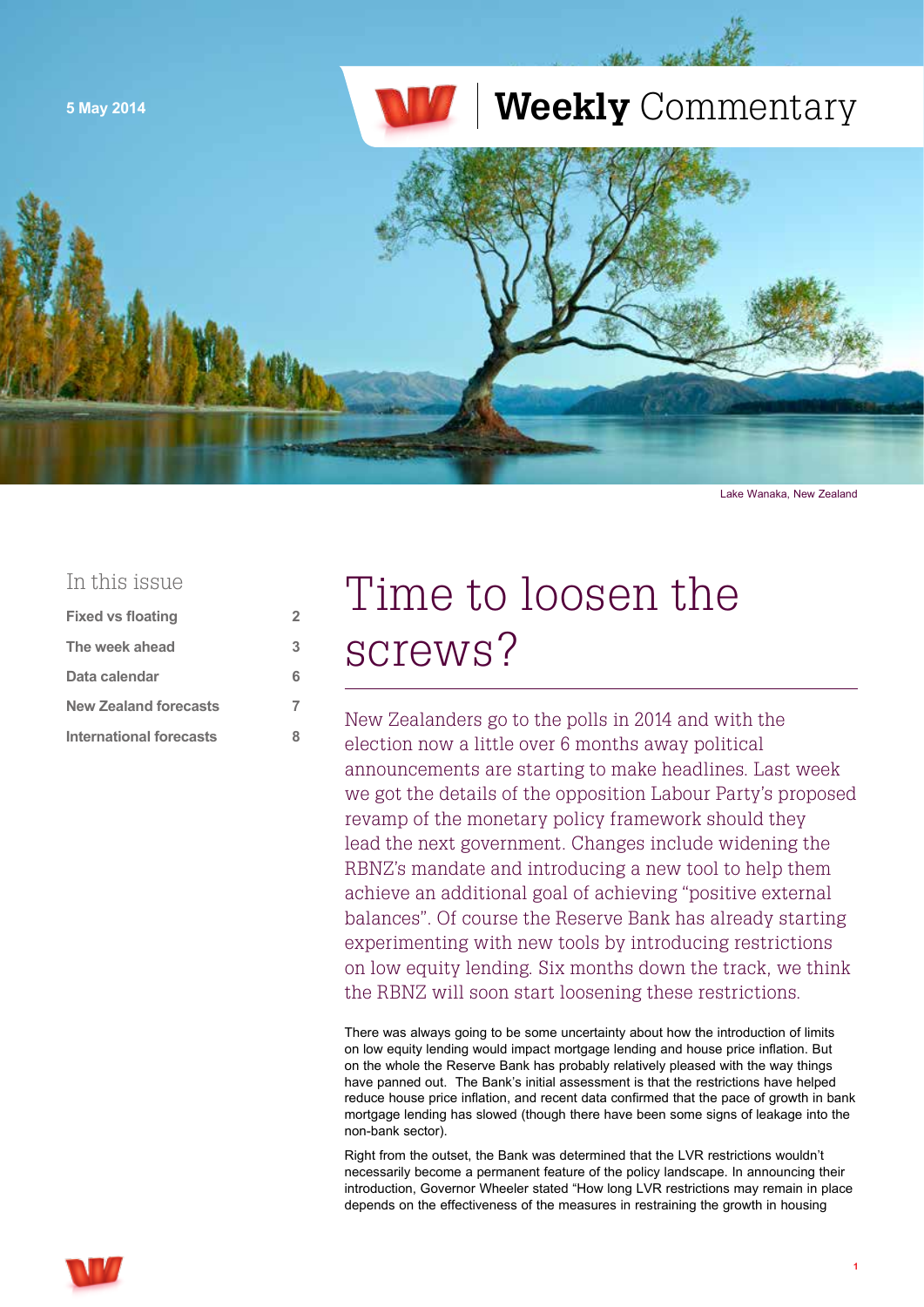5 May 2014

# Weekly Commentary

Lake Wanaka, New Zealand

## In this issue

| | |
|---|---|
| Fixed vs floating | 2 |
| The week ahead | 3 |
| Data calendar | 6 |
| New Zealand forecasts | 7 |
| International forecasts | 8 |

# Time to loosen the screws?

New Zealanders go to the polls in 2014 and with the election now a little over 6 months away political announcements are starting to make headlines. Last week we got the details of the opposition Labour Party's proposed revamp of the monetary policy framework should they lead the next government. Changes include widening the RBNZ's mandate and introducing a new tool to help them achieve an additional goal of achieving "positive external balances". Of course the Reserve Bank has already starting experimenting with new tools by introducing restrictions on low equity lending. Six months down the track, we think the RBNZ will soon start loosening these restrictions.

There was always going to be some uncertainty about how the introduction of limits on low equity lending would impact mortgage lending and house price inflation. But on the whole the Reserve Bank has probably relatively pleased with the way things have panned out. The Bank's initial assessment is that the restrictions have helped reduce house price inflation, and recent data confirmed that the pace of growth in bank mortgage lending has slowed (though there have been some signs of leakage into the non-bank sector).

Right from the outset, the Bank was determined that the LVR restrictions wouldn't necessarily become a permanent feature of the policy landscape. In announcing their introduction, Governor Wheeler stated "How long LVR restrictions may remain in place depends on the effectiveness of the measures in restraining the growth in housing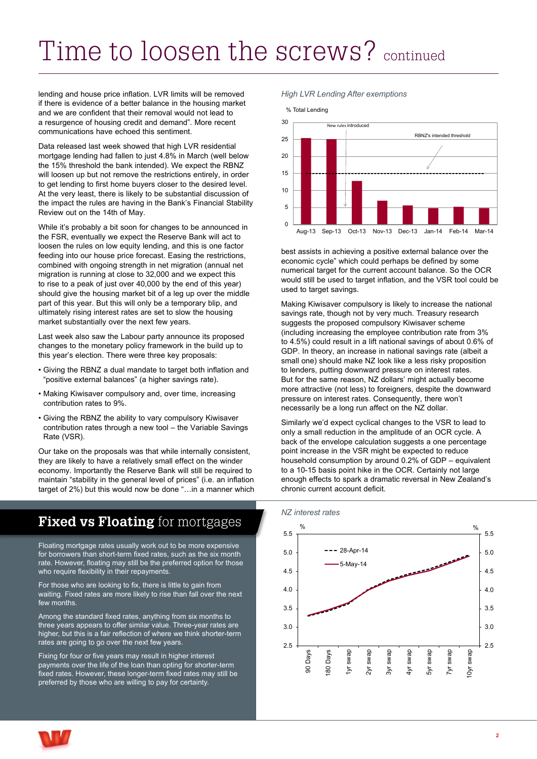# Time to loosen the screws? continued

lending and house price inflation. LVR limits will be removed if there is evidence of a better balance in the housing market and we are confident that their removal would not lead to a resurgence of housing credit and demand". More recent communications have echoed this sentiment.

Data released last week showed that high LVR residential mortgage lending had fallen to just 4.8% in March (well below the 15% threshold the bank intended). We expect the RBNZ will loosen up but not remove the restrictions entirely, in order to get lending to first home buyers closer to the desired level. At the very least, there is likely to be substantial discussion of the impact the rules are having in the Bank's Financial Stability Review out on the 14th of May.

While it's probably a bit soon for changes to be announced in the FSR, eventually we expect the Reserve Bank will act to loosen the rules on low equity lending, and this is one factor feeding into our house price forecast. Easing the restrictions, combined with ongoing strength in net migration (annual net migration is running at close to 32,000 and we expect this to rise to a peak of just over 40,000 by the end of this year) should give the housing market bit of a leg up over the middle part of this year. But this will only be a temporary blip, and ultimately rising interest rates are set to slow the housing market substantially over the next few years.

Last week also saw the Labour party announce its proposed changes to the monetary policy framework in the build up to this year's election. There were three key proposals:

- Giving the RBNZ a dual mandate to target both inflation and "positive external balances" (a higher savings rate).
- Making Kiwisaver compulsory and, over time, increasing contribution rates to 9%.
- Giving the RBNZ the ability to vary compulsory Kiwisaver contribution rates through a new tool – the Variable Savings Rate (VSR).

Our take on the proposals was that while internally consistent, they are likely to have a relatively small effect on the winder economy. Importantly the Reserve Bank will still be required to maintain "stability in the general level of prices" (i.e. an inflation target of 2%) but this would now be done "…in a manner which best assists in achieving a positive external balance over the economic cycle" which could perhaps be defined by some numerical target for the current account balance. So the OCR would still be used to target inflation, and the VSR tool could be used to target savings.

*High LVR Lending After exemptions*

% Total Lending

| | Aug-13 | Sep-13 | Oct-13 | Nov-13 | Dec-13 | Jan-14 | Feb-14 | Mar-14 |
|---|---|---|---|---|---|---|---|---|
| High LVR lending (approx.) | 25 | 25 | 12.5 | 7 | 5.5 | 4.8 | 5 | 4.8 |

New rules introduced (Oct-13); RBNZ's intended threshold: 15

Making Kiwisaver compulsory is likely to increase the national savings rate, though not by very much. Treasury research suggests the proposed compulsory Kiwisaver scheme (including increasing the employee contribution rate from 3% to 4.5%) could result in a lift national savings of about 0.6% of GDP. In theory, an increase in national savings rate (albeit a small one) should make NZ look like a less risky proposition to lenders, putting downward pressure on interest rates. But for the same reason, NZ dollars' might actually become more attractive (not less) to foreigners, despite the downward pressure on interest rates. Consequently, there won't necessarily be a long run affect on the NZ dollar.

Similarly we'd expect cyclical changes to the VSR to lead to only a small reduction in the amplitude of an OCR cycle. A back of the envelope calculation suggests a one percentage point increase in the VSR might be expected to reduce household consumption by around 0.2% of GDP – equivalent to a 10-15 basis point hike in the OCR. Certainly not large enough effects to spark a dramatic reversal in New Zealand's chronic current account deficit.

## Fixed vs Floating for mortgages

Floating mortgage rates usually work out to be more expensive for borrowers than short-term fixed rates, such as the six month rate. However, floating may still be the preferred option for those who require flexibility in their repayments.

For those who are looking to fix, there is little to gain from waiting. Fixed rates are more likely to rise than fall over the next few months.

Among the standard fixed rates, anything from six months to three years appears to offer similar value. Three-year rates are higher, but this is a fair reflection of where we think shorter-term rates are going to go over the next few years.

Fixing for four or five years may result in higher interest payments over the life of the loan than opting for shorter-term fixed rates. However, these longer-term fixed rates may still be preferred by those who are willing to pay for certainty.

*NZ interest rates*

| % | 90 Days | 180 Days | 1yr swap | 2yr swap | 3yr swap | 4yr swap | 5yr swap | 7yr swap | 10yr swap |
|---|---|---|---|---|---|---|---|---|---|
| 28-Apr-14 | 3.3 | 3.45 | 3.6 | 4.0 | 4.25 | 4.4 | 4.5 | 4.75 | 4.95 |
| 5-May-14 | 3.3 | 3.5 | 3.65 | 4.0 | 4.25 | 4.4 | 4.5 | 4.7 | 4.9 |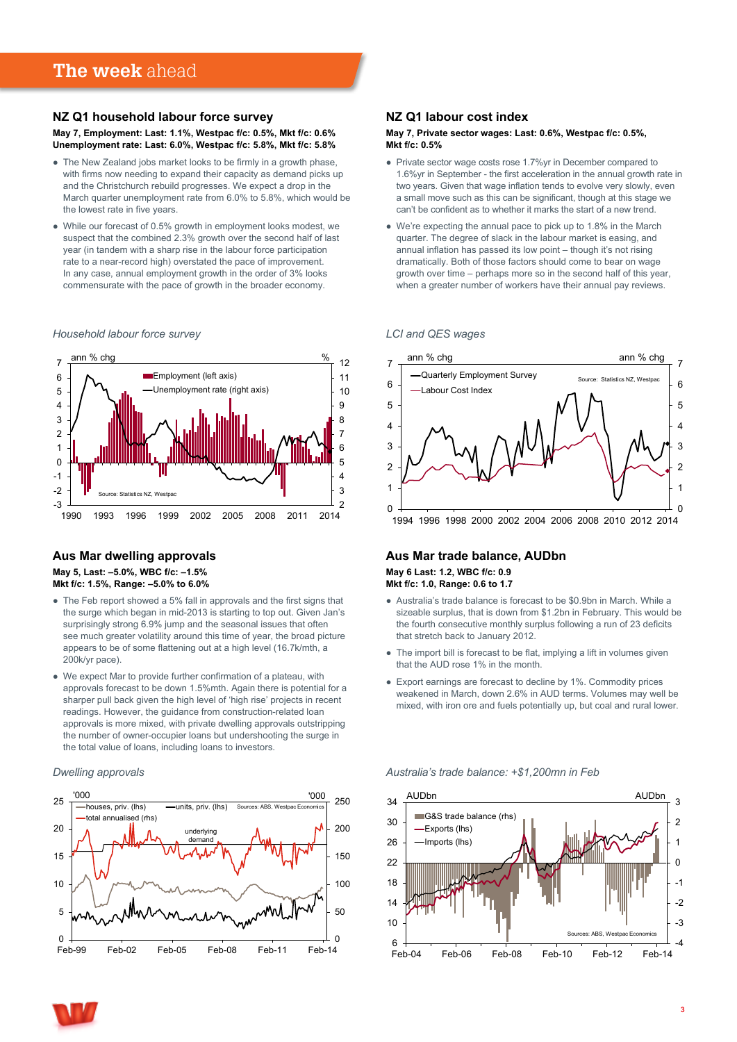# The week ahead

## NZ Q1 household labour force survey

**May 7, Employment: Last: 1.1%, Westpac f/c: 0.5%, Mkt f/c: 0.6%**
**Unemployment rate: Last: 6.0%, Westpac f/c: 5.8%, Mkt f/c: 5.8%**

- The New Zealand jobs market looks to be firmly in a growth phase, with firms now needing to expand their capacity as demand picks up and the Christchurch rebuild progresses. We expect a drop in the March quarter unemployment rate from 6.0% to 5.8%, which would be the lowest rate in five years.
- While our forecast of 0.5% growth in employment looks modest, we suspect that the combined 2.3% growth over the second half of last year (in tandem with a sharp rise in the labour force participation rate to a near-record high) overstated the pace of improvement. In any case, annual employment growth in the order of 3% looks commensurate with the pace of growth in the broader economy.

*Household labour force survey*

## NZ Q1 labour cost index

**May 7, Private sector wages: Last: 0.6%, Westpac f/c: 0.5%, Mkt f/c: 0.5%**

- Private sector wage costs rose 1.7%yr in December compared to 1.6%yr in September - the first acceleration in the annual growth rate in two years. Given that wage inflation tends to evolve very slowly, even a small move such as this can be significant, though at this stage we can't be confident as to whether it marks the start of a new trend.
- We're expecting the annual pace to pick up to 1.8% in the March quarter. The degree of slack in the labour market is easing, and annual inflation has passed its low point – though it's not rising dramatically. Both of those factors should come to bear on wage growth over time – perhaps more so in the second half of this year, when a greater number of workers have their annual pay reviews.

*LCI and QES wages*

## Aus Mar dwelling approvals

**May 5, Last: –5.0%, WBC f/c: –1.5%**
**Mkt f/c: 1.5%, Range: –5.0% to 6.0%**

- The Feb report showed a 5% fall in approvals and the first signs that the surge which began in mid-2013 is starting to top out. Given Jan's surprisingly strong 6.9% jump and the seasonal issues that often see much greater volatility around this time of year, the broad picture appears to be of some flattening out at a high level (16.7k/mth, a 200k/yr pace).
- We expect Mar to provide further confirmation of a plateau, with approvals forecast to be down 1.5%mth. Again there is potential for a sharper pull back given the high level of 'high rise' projects in recent readings. However, the guidance from construction-related loan approvals is more mixed, with private dwelling approvals outstripping the number of owner-occupier loans but undershooting the surge in the total value of loans, including loans to investors.

*Dwelling approvals*

## Aus Mar trade balance, AUDbn

**May 6 Last: 1.2, WBC f/c: 0.9**
**Mkt f/c: 1.0, Range: 0.6 to 1.7**

- Australia's trade balance is forecast to be $0.9bn in March. While a sizeable surplus, that is down from $1.2bn in February. This would be the fourth consecutive monthly surplus following a run of 23 deficits that stretch back to January 2012.
- The import bill is forecast to be flat, implying a lift in volumes given that the AUD rose 1% in the month.
- Export earnings are forecast to decline by 1%. Commodity prices weakened in March, down 2.6% in AUD terms. Volumes may well be mixed, with iron ore and fuels potentially up, but coal and rural lower.

*Australia's trade balance: +$1,200mn in Feb*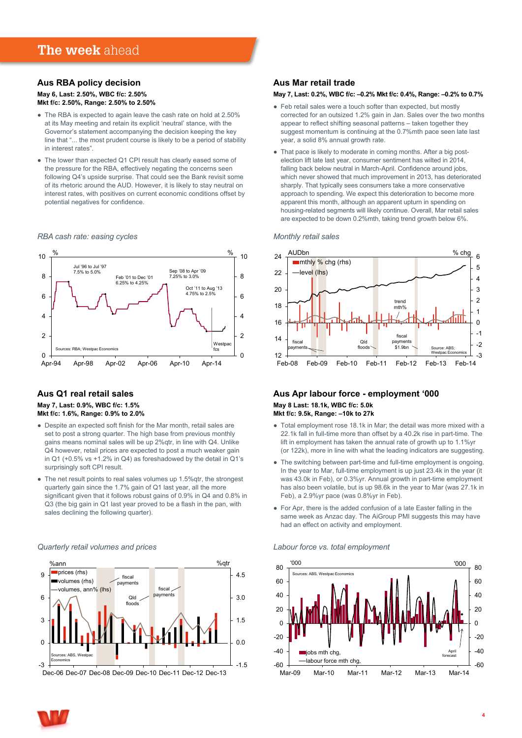# The week ahead

## Aus RBA policy decision

**May 6, Last: 2.50%, WBC f/c: 2.50%**
**Mkt f/c: 2.50%, Range: 2.50% to 2.50%**

- The RBA is expected to again leave the cash rate on hold at 2.50% at its May meeting and retain its explicit 'neutral' stance, with the Governor's statement accompanying the decision keeping the key line that "... the most prudent course is likely to be a period of stability in interest rates".
- The lower than expected Q1 CPI result has clearly eased some of the pressure for the RBA, effectively negating the concerns seen following Q4's upside surprise. That could see the Bank revisit some of its rhetoric around the AUD. However, it is likely to stay neutral on interest rates, with positives on current economic conditions offset by potential negatives for confidence.

*RBA cash rate: easing cycles*

## Aus Mar retail trade

**May 7, Last: 0.2%, WBC f/c: –0.2% Mkt f/c: 0.4%, Range: –0.2% to 0.7%**

- Feb retail sales were a touch softer than expected, but mostly corrected for an outsized 1.2% gain in Jan. Sales over the two months appear to reflect shifting seasonal patterns – taken together they suggest momentum is continuing at the 0.7%mth pace seen late last year, a solid 8% annual growth rate.
- That pace is likely to moderate in coming months. After a big post-election lift late last year, consumer sentiment has wilted in 2014, falling back below neutral in March-April. Confidence around jobs, which never showed that much improvement in 2013, has deteriorated sharply. That typically sees consumers take a more conservative approach to spending. We expect this deterioration to become more apparent this month, although an apparent upturn in spending on housing-related segments will likely continue. Overall, Mar retail sales are expected to be down 0.2%mth, taking trend growth below 6%.

*Monthly retail sales*

## Aus Q1 real retail sales

**May 7, Last: 0.9%, WBC f/c: 1.5%**
**Mkt f/c: 1.6%, Range: 0.9% to 2.0%**

- Despite an expected soft finish for the Mar month, retail sales are set to post a strong quarter. The high base from previous monthly gains means nominal sales will be up 2%qtr, in line with Q4. Unlike Q4 however, retail prices are expected to post a much weaker gain in Q1 (+0.5% vs +1.2% in Q4) as foreshadowed by the detail in Q1's surprisingly soft CPI result.
- The net result points to real sales volumes up 1.5%qtr, the strongest quarterly gain since the 1.7% gain of Q1 last year, all the more significant given that it follows robust gains of 0.9% in Q4 and 0.8% in Q3 (the big gain in Q1 last year proved to be a flash in the pan, with sales declining the following quarter).

*Quarterly retail volumes and prices*

## Aus Apr labour force - employment '000

**May 8 Last: 18.1k, WBC f/c: 5.0k**
**Mkt f/c: 9.5k, Range: –10k to 27k**

- Total employment rose 18.1k in Mar; the detail was more mixed with a 22.1k fall in full-time more than offset by a 40.2k rise in part-time. The lift in employment has taken the annual rate of growth up to 1.1%yr (or 122k), more in line with what the leading indicators are suggesting.
- The switching between part-time and full-time employment is ongoing. In the year to Mar, full-time employment is up just 23.4k in the year (it was 43.0k in Feb), or 0.3%yr. Annual growth in part-time employment has also been volatile, but is up 98.6k in the year to Mar (was 27.1k in Feb), a 2.9%yr pace (was 0.8%yr in Feb).
- For Apr, there is the added confusion of a late Easter falling in the same week as Anzac day. The AiGroup PMI suggests this may have had an effect on activity and employment.

*Labour force vs. total employment*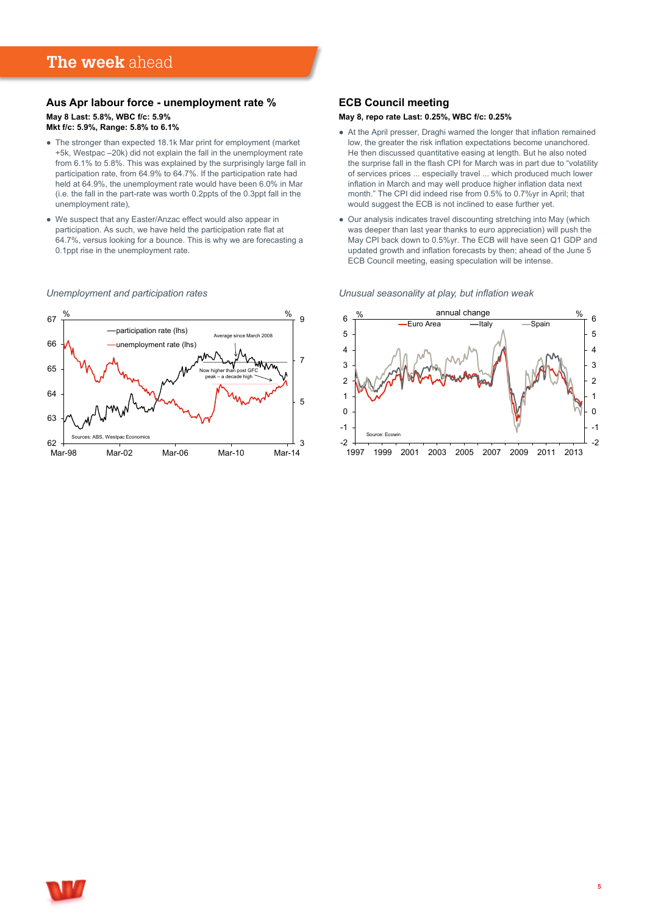# The week ahead

## Aus Apr labour force - unemployment rate %

**May 8 Last: 5.8%, WBC f/c: 5.9%**
**Mkt f/c: 5.9%, Range: 5.8% to 6.1%**

- The stronger than expected 18.1k Mar print for employment (market +5k, Westpac –20k) did not explain the fall in the unemployment rate from 6.1% to 5.8%. This was explained by the surprisingly large fall in participation rate, from 64.9% to 64.7%. If the participation rate had held at 64.9%, the unemployment rate would have been 6.0% in Mar (i.e. the fall in the part-rate was worth 0.2ppts of the 0.3ppt fall in the unemployment rate),
- We suspect that any Easter/Anzac effect would also appear in participation. As such, we have held the participation rate flat at 64.7%, versus looking for a bounce. This is why we are forecasting a 0.1ppt rise in the unemployment rate.

*Unemployment and participation rates*

## ECB Council meeting

**May 8, repo rate Last: 0.25%, WBC f/c: 0.25%**

- At the April presser, Draghi warned the longer that inflation remained low, the greater the risk inflation expectations become unanchored. He then discussed quantitative easing at length. But he also noted the surprise fall in the flash CPI for March was in part due to "volatility of services prices ... especially travel ... which produced much lower inflation in March and may well produce higher inflation data next month." The CPI did indeed rise from 0.5% to 0.7%yr in April; that would suggest the ECB is not inclined to ease further yet.
- Our analysis indicates travel discounting stretching into May (which was deeper than last year thanks to euro appreciation) will push the May CPI back down to 0.5%yr. The ECB will have seen Q1 GDP and updated growth and inflation forecasts by then; ahead of the June 5 ECB Council meeting, easing speculation will be intense.

*Unusual seasonality at play, but inflation weak*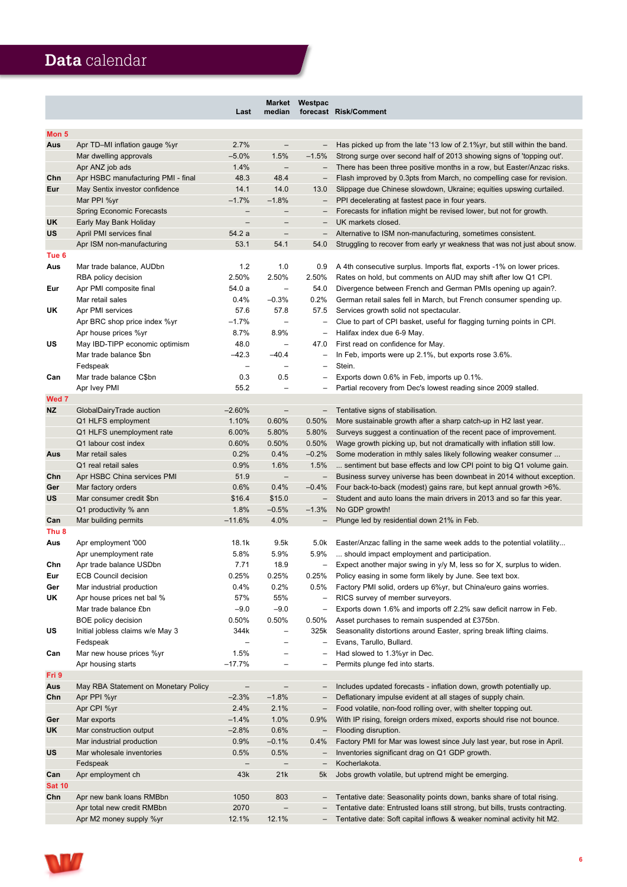# Data calendar

| | | Last | Market median | Westpac forecast | Risk/Comment |
|---|---|---|---|---|---|
| **Mon 5** | | | | | |
| **Aus** | Apr TD–MI inflation gauge %yr | 2.7% | – | – | Has picked up from the late '13 low of 2.1%yr, but still within the band. |
| | Mar dwelling approvals | –5.0% | 1.5% | –1.5% | Strong surge over second half of 2013 showing signs of 'topping out'. |
| | Apr ANZ job ads | 1.4% | – | – | There has been three positive months in a row, but Easter/Anzac risks. |
| **Chn** | Apr HSBC manufacturing PMI - final | 48.3 | 48.4 | – | Flash improved by 0.3pts from March, no compelling case for revision. |
| **Eur** | May Sentix investor confidence | 14.1 | 14.0 | 13.0 | Slippage due Chinese slowdown, Ukraine; equities upswing curtailed. |
| | Mar PPI %yr | –1.7% | –1.8% | – | PPI decelerating at fastest pace in four years. |
| | Spring Economic Forecasts | – | – | – | Forecasts for inflation might be revised lower, but not for growth. |
| **UK** | Early May Bank Holiday | – | – | – | UK markets closed. |
| **US** | April PMI services final | 54.2 a | – | – | Alternative to ISM non-manufacturing, sometimes consistent. |
| | Apr ISM non-manufacturing | 53.1 | 54.1 | 54.0 | Struggling to recover from early yr weakness that was not just about snow. |
| **Tue 6** | | | | | |
| **Aus** | Mar trade balance, AUDbn | 1.2 | 1.0 | 0.9 | A 4th consecutive surplus. Imports flat, exports -1% on lower prices. |
| | RBA policy decision | 2.50% | 2.50% | 2.50% | Rates on hold, but comments on AUD may shift after low Q1 CPI. |
| **Eur** | Apr PMI composite final | 54.0 a | – | 54.0 | Divergence between French and German PMIs opening up again?. |
| | Mar retail sales | 0.4% | –0.3% | 0.2% | German retail sales fell in March, but French consumer spending up. |
| **UK** | Apr PMI services | 57.6 | 57.8 | 57.5 | Services growth solid not spectacular. |
| | Apr BRC shop price index %yr | –1.7% | – | – | Clue to part of CPI basket, useful for flagging turning points in CPI. |
| | Apr house prices %yr | 8.7% | 8.9% | – | Halifax index due 6-9 May. |
| **US** | May IBD-TIPP economic optimism | 48.0 | – | 47.0 | First read on confidence for May. |
| | Mar trade balance $bn | –42.3 | –40.4 | – | In Feb, imports were up 2.1%, but exports rose 3.6%. |
| | Fedspeak | – | – | – | Stein. |
| **Can** | Mar trade balance C$bn | 0.3 | 0.5 | – | Exports down 0.6% in Feb, imports up 0.1%. |
| | Apr Ivey PMI | 55.2 | – | – | Partial recovery from Dec's lowest reading since 2009 stalled. |
| **Wed 7** | | | | | |
| **NZ** | GlobalDairyTrade auction | –2.60% | – | – | Tentative signs of stabilisation. |
| | Q1 HLFS employment | 1.10% | 0.60% | 0.50% | More sustainable growth after a sharp catch-up in H2 last year. |
| | Q1 HLFS unemployment rate | 6.00% | 5.80% | 5.80% | Surveys suggest a continuation of the recent pace of improvement. |
| | Q1 labour cost index | 0.60% | 0.50% | 0.50% | Wage growth picking up, but not dramatically with inflation still low. |
| **Aus** | Mar retail sales | 0.2% | 0.4% | –0.2% | Some moderation in mthly sales likely following weaker consumer ... |
| | Q1 real retail sales | 0.9% | 1.6% | 1.5% | ... sentiment but base effects and low CPI point to big Q1 volume gain. |
| **Chn** | Apr HSBC China services PMI | 51.9 | – | – | Business survey universe has been downbeat in 2014 without exception. |
| **Ger** | Mar factory orders | 0.6% | 0.4% | –0.4% | Four back-to-back (modest) gains rare, but kept annual growth >6%. |
| **US** | Mar consumer credit $bn | $16.4 | $15.0 | – | Student and auto loans the main drivers in 2013 and so far this year. |
| | Q1 productivity % ann | 1.8% | –0.5% | –1.3% | No GDP growth! |
| **Can** | Mar building permits | –11.6% | 4.0% | – | Plunge led by residential down 21% in Feb. |
| **Thu 8** | | | | | |
| **Aus** | Apr employment '000 | 18.1k | 9.5k | 5.0k | Easter/Anzac falling in the same week adds to the potential volatility... |
| | Apr unemployment rate | 5.8% | 5.9% | 5.9% | ... should impact employment and participation. |
| **Chn** | Apr trade balance USDbn | 7.71 | 18.9 | – | Expect another major swing in y/y M, less so for X, surplus to widen. |
| **Eur** | ECB Council decision | 0.25% | 0.25% | 0.25% | Policy easing in some form likely by June. See text box. |
| **Ger** | Mar industrial production | 0.4% | 0.2% | 0.5% | Factory PMI solid, orders up 6%yr, but China/euro gains worries. |
| **UK** | Apr house prices net bal % | 57% | 55% | – | RICS survey of member surveyors. |
| | Mar trade balance £bn | –9.0 | –9.0 | – | Exports down 1.6% and imports off 2.2% saw deficit narrow in Feb. |
| | BOE policy decision | 0.50% | 0.50% | 0.50% | Asset purchases to remain suspended at £375bn. |
| **US** | Initial jobless claims w/e May 3 | 344k | – | 325k | Seasonality distortions around Easter, spring break lifting claims. |
| | Fedspeak | – | – | – | Evans, Tarullo, Bullard. |
| **Can** | Mar new house prices %yr | 1.5% | – | – | Had slowed to 1.3%yr in Dec. |
| | Apr housing starts | –17.7% | – | – | Permits plunge fed into starts. |
| **Fri 9** | | | | | |
| **Aus** | May RBA Statement on Monetary Policy | – | – | – | Includes updated forecasts - inflation down, growth potentially up. |
| **Chn** | Apr PPI %yr | –2.3% | –1.8% | – | Deflationary impulse evident at all stages of supply chain. |
| | Apr CPI %yr | 2.4% | 2.1% | – | Food volatile, non-food rolling over, with shelter topping out. |
| **Ger** | Mar exports | –1.4% | 1.0% | 0.9% | With IP rising, foreign orders mixed, exports should rise not bounce. |
| **UK** | Mar construction output | –2.8% | 0.6% | – | Flooding disruption. |
| | Mar industrial production | 0.9% | –0.1% | 0.4% | Factory PMI for Mar was lowest since July last year, but rose in April. |
| **US** | Mar wholesale inventories | 0.5% | 0.5% | – | Inventories significant drag on Q1 GDP growth. |
| | Fedspeak | – | – | – | Kocherlakota. |
| **Can** | Apr employment ch | 43k | 21k | 5k | Jobs growth volatile, but uptrend might be emerging. |
| **Sat 10** | | | | | |
| **Chn** | Apr new bank loans RMBbn | 1050 | 803 | – | Tentative date: Seasonality points down, banks share of total rising. |
| | Apr total new credit RMBbn | 2070 | – | – | Tentative date: Entrusted loans still strong, but bills, trusts contracting. |
| | Apr M2 money supply %yr | 12.1% | 12.1% | – | Tentative date: Soft capital inflows & weaker nominal activity hit M2. |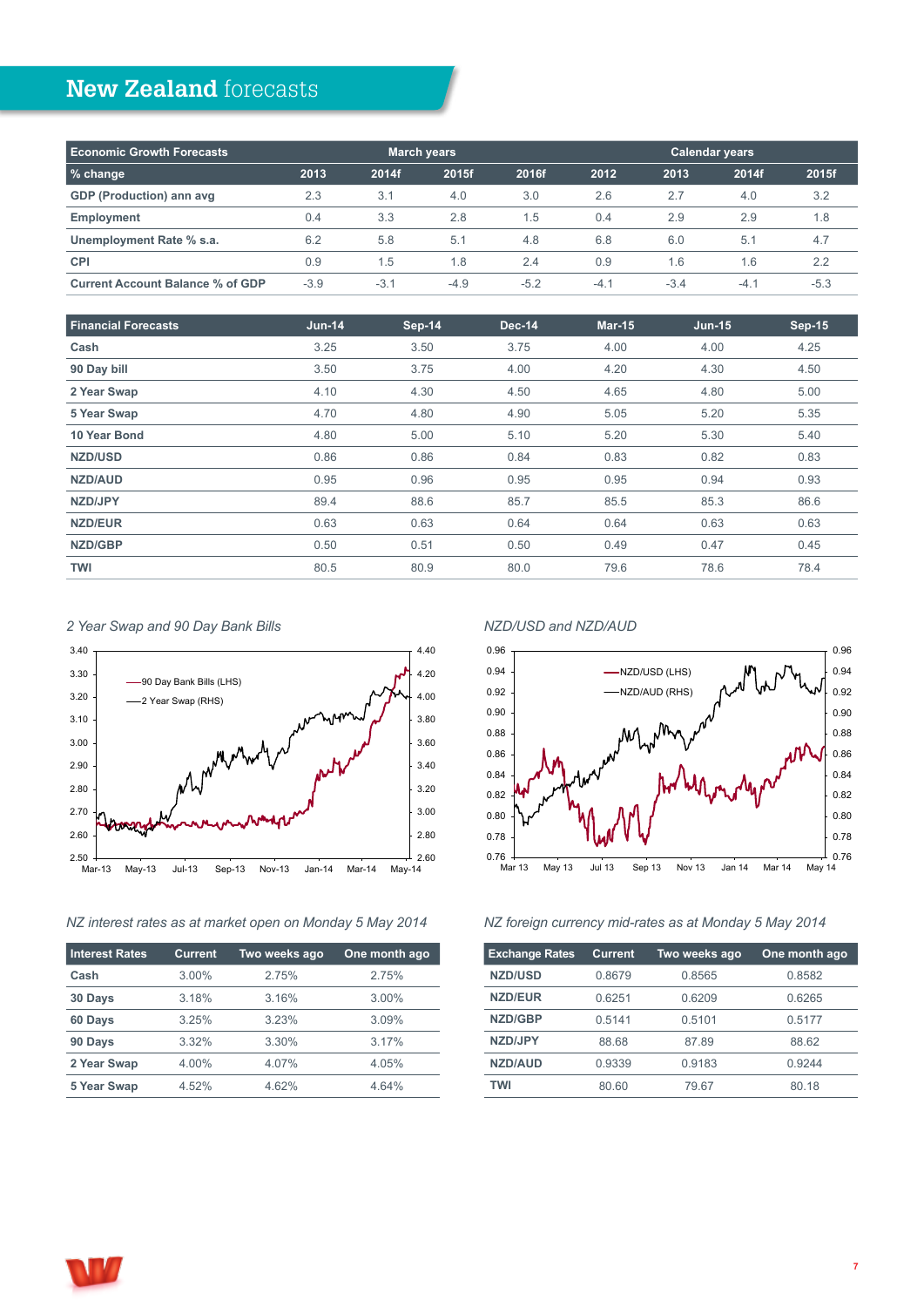# New Zealand forecasts

| Economic Growth Forecasts | March years | | | | Calendar years | | | |
|---|---|---|---|---|---|---|---|---|
| % change | 2013 | 2014f | 2015f | 2016f | 2012 | 2013 | 2014f | 2015f |
| GDP (Production) ann avg | 2.3 | 3.1 | 4.0 | 3.0 | 2.6 | 2.7 | 4.0 | 3.2 |
| Employment | 0.4 | 3.3 | 2.8 | 1.5 | 0.4 | 2.9 | 2.9 | 1.8 |
| Unemployment Rate % s.a. | 6.2 | 5.8 | 5.1 | 4.8 | 6.8 | 6.0 | 5.1 | 4.7 |
| CPI | 0.9 | 1.5 | 1.8 | 2.4 | 0.9 | 1.6 | 1.6 | 2.2 |
| Current Account Balance % of GDP | -3.9 | -3.1 | -4.9 | -5.2 | -4.1 | -3.4 | -4.1 | -5.3 |

| Financial Forecasts | Jun-14 | Sep-14 | Dec-14 | Mar-15 | Jun-15 | Sep-15 |
|---|---|---|---|---|---|---|
| Cash | 3.25 | 3.50 | 3.75 | 4.00 | 4.00 | 4.25 |
| 90 Day bill | 3.50 | 3.75 | 4.00 | 4.20 | 4.30 | 4.50 |
| 2 Year Swap | 4.10 | 4.30 | 4.50 | 4.65 | 4.80 | 5.00 |
| 5 Year Swap | 4.70 | 4.80 | 4.90 | 5.05 | 5.20 | 5.35 |
| 10 Year Bond | 4.80 | 5.00 | 5.10 | 5.20 | 5.30 | 5.40 |
| NZD/USD | 0.86 | 0.86 | 0.84 | 0.83 | 0.82 | 0.83 |
| NZD/AUD | 0.95 | 0.96 | 0.95 | 0.95 | 0.94 | 0.93 |
| NZD/JPY | 89.4 | 88.6 | 85.7 | 85.5 | 85.3 | 86.6 |
| NZD/EUR | 0.63 | 0.63 | 0.64 | 0.64 | 0.63 | 0.63 |
| NZD/GBP | 0.50 | 0.51 | 0.50 | 0.49 | 0.47 | 0.45 |
| TWI | 80.5 | 80.9 | 80.0 | 79.6 | 78.6 | 78.4 |

*2 Year Swap and 90 Day Bank Bills*

*NZD/USD and NZD/AUD*

*NZ interest rates as at market open on Monday 5 May 2014*

| Interest Rates | Current | Two weeks ago | One month ago |
|---|---|---|---|
| Cash | 3.00% | 2.75% | 2.75% |
| 30 Days | 3.18% | 3.16% | 3.00% |
| 60 Days | 3.25% | 3.23% | 3.09% |
| 90 Days | 3.32% | 3.30% | 3.17% |
| 2 Year Swap | 4.00% | 4.07% | 4.05% |
| 5 Year Swap | 4.52% | 4.62% | 4.64% |

*NZ foreign currency mid-rates as at Monday 5 May 2014*

| Exchange Rates | Current | Two weeks ago | One month ago |
|---|---|---|---|
| NZD/USD | 0.8679 | 0.8565 | 0.8582 |
| NZD/EUR | 0.6251 | 0.6209 | 0.6265 |
| NZD/GBP | 0.5141 | 0.5101 | 0.5177 |
| NZD/JPY | 88.68 | 87.89 | 88.62 |
| NZD/AUD | 0.9339 | 0.9183 | 0.9244 |
| TWI | 80.60 | 79.67 | 80.18 |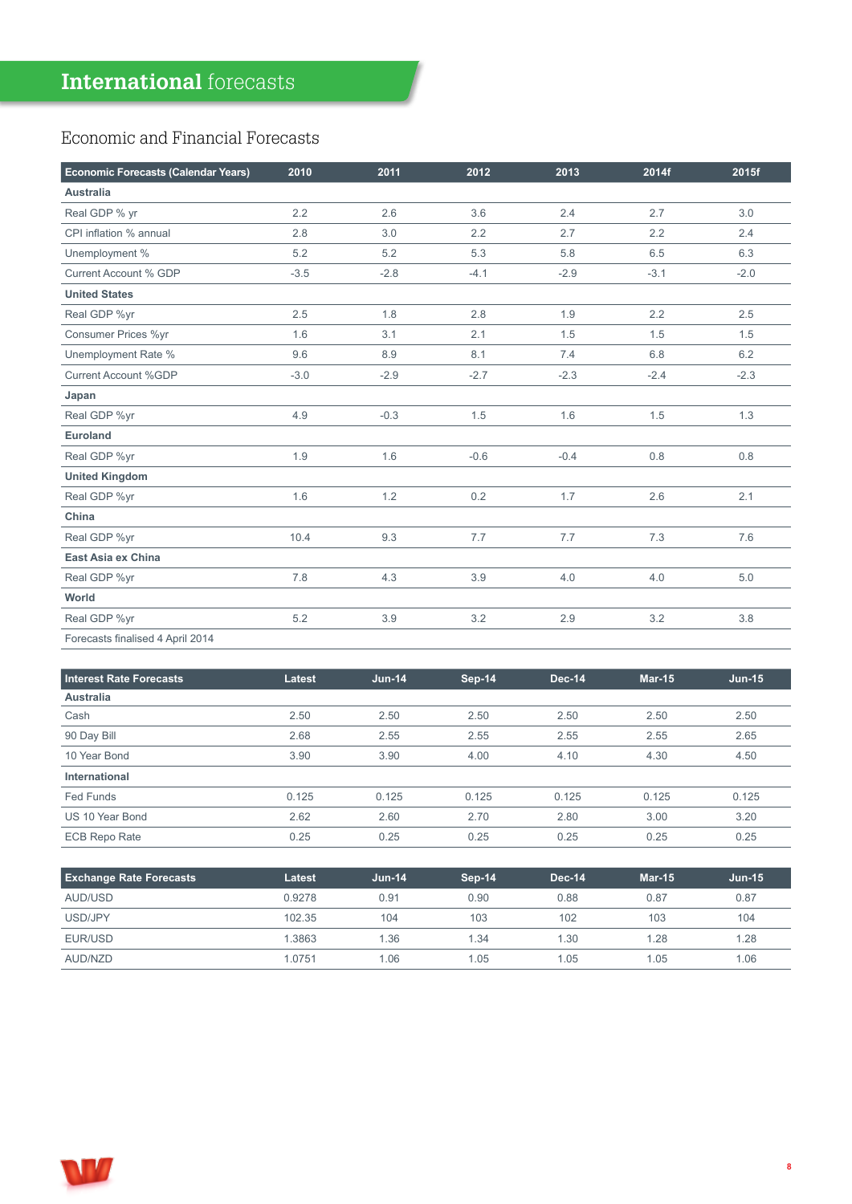# International forecasts

## Economic and Financial Forecasts

| Economic Forecasts (Calendar Years) | 2010 | 2011 | 2012 | 2013 | 2014f | 2015f |
|---|---|---|---|---|---|---|
| **Australia** | | | | | | |
| Real GDP % yr | 2.2 | 2.6 | 3.6 | 2.4 | 2.7 | 3.0 |
| CPI inflation % annual | 2.8 | 3.0 | 2.2 | 2.7 | 2.2 | 2.4 |
| Unemployment % | 5.2 | 5.2 | 5.3 | 5.8 | 6.5 | 6.3 |
| Current Account % GDP | -3.5 | -2.8 | -4.1 | -2.9 | -3.1 | -2.0 |
| **United States** | | | | | | |
| Real GDP %yr | 2.5 | 1.8 | 2.8 | 1.9 | 2.2 | 2.5 |
| Consumer Prices %yr | 1.6 | 3.1 | 2.1 | 1.5 | 1.5 | 1.5 |
| Unemployment Rate % | 9.6 | 8.9 | 8.1 | 7.4 | 6.8 | 6.2 |
| Current Account %GDP | -3.0 | -2.9 | -2.7 | -2.3 | -2.4 | -2.3 |
| **Japan** | | | | | | |
| Real GDP %yr | 4.9 | -0.3 | 1.5 | 1.6 | 1.5 | 1.3 |
| **Euroland** | | | | | | |
| Real GDP %yr | 1.9 | 1.6 | -0.6 | -0.4 | 0.8 | 0.8 |
| **United Kingdom** | | | | | | |
| Real GDP %yr | 1.6 | 1.2 | 0.2 | 1.7 | 2.6 | 2.1 |
| **China** | | | | | | |
| Real GDP %yr | 10.4 | 9.3 | 7.7 | 7.7 | 7.3 | 7.6 |
| **East Asia ex China** | | | | | | |
| Real GDP %yr | 7.8 | 4.3 | 3.9 | 4.0 | 4.0 | 5.0 |
| **World** | | | | | | |
| Real GDP %yr | 5.2 | 3.9 | 3.2 | 2.9 | 3.2 | 3.8 |
| Forecasts finalised 4 April 2014 | | | | | | |

| Interest Rate Forecasts | Latest | Jun-14 | Sep-14 | Dec-14 | Mar-15 | Jun-15 |
|---|---|---|---|---|---|---|
| **Australia** | | | | | | |
| Cash | 2.50 | 2.50 | 2.50 | 2.50 | 2.50 | 2.50 |
| 90 Day Bill | 2.68 | 2.55 | 2.55 | 2.55 | 2.55 | 2.65 |
| 10 Year Bond | 3.90 | 3.90 | 4.00 | 4.10 | 4.30 | 4.50 |
| **International** | | | | | | |
| Fed Funds | 0.125 | 0.125 | 0.125 | 0.125 | 0.125 | 0.125 |
| US 10 Year Bond | 2.62 | 2.60 | 2.70 | 2.80 | 3.00 | 3.20 |
| ECB Repo Rate | 0.25 | 0.25 | 0.25 | 0.25 | 0.25 | 0.25 |

| Exchange Rate Forecasts | Latest | Jun-14 | Sep-14 | Dec-14 | Mar-15 | Jun-15 |
|---|---|---|---|---|---|---|
| AUD/USD | 0.9278 | 0.91 | 0.90 | 0.88 | 0.87 | 0.87 |
| USD/JPY | 102.35 | 104 | 103 | 102 | 103 | 104 |
| EUR/USD | 1.3863 | 1.36 | 1.34 | 1.30 | 1.28 | 1.28 |
| AUD/NZD | 1.0751 | 1.06 | 1.05 | 1.05 | 1.05 | 1.06 |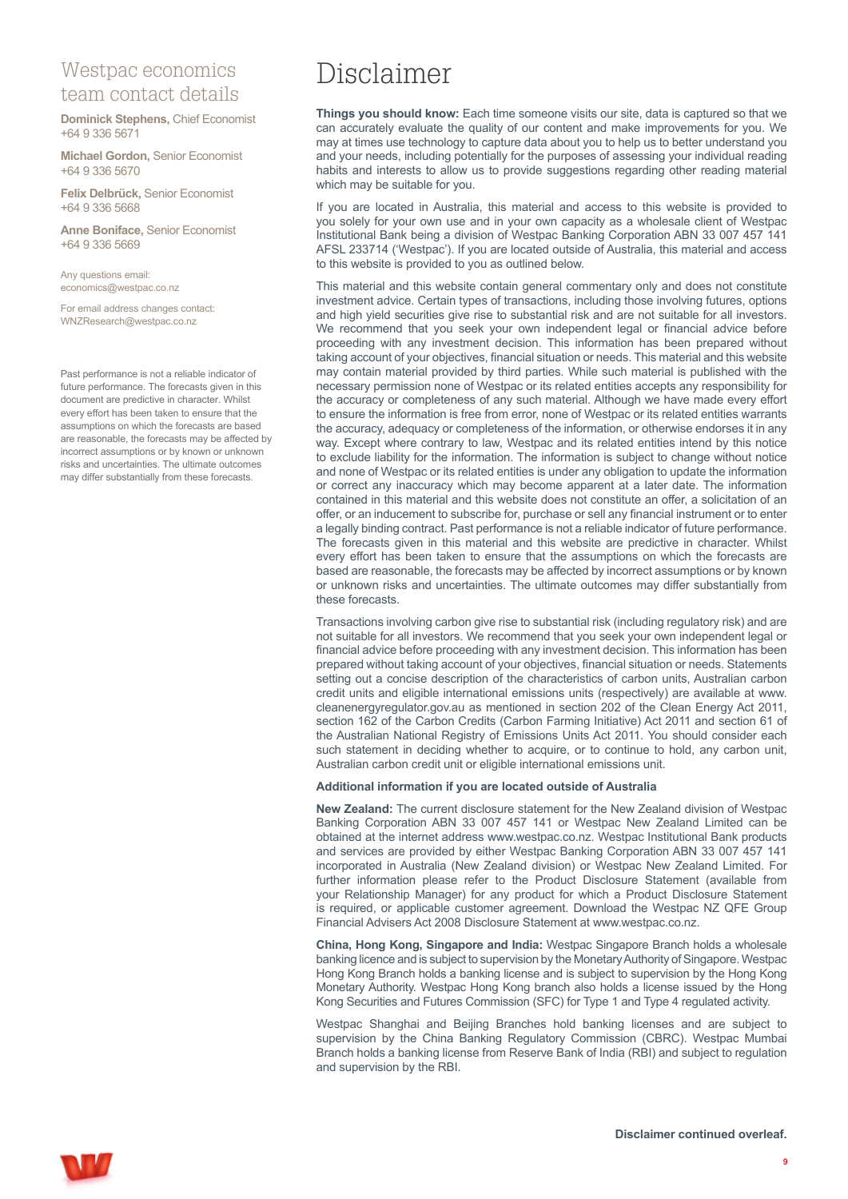## Westpac economics team contact details

**Dominick Stephens,** Chief Economist
+64 9 336 5671

**Michael Gordon,** Senior Economist
+64 9 336 5670

**Felix Delbrück,** Senior Economist
+64 9 336 5668

**Anne Boniface,** Senior Economist
+64 9 336 5669

Any questions email:
economics@westpac.co.nz

For email address changes contact:
WNZResearch@westpac.co.nz

Past performance is not a reliable indicator of future performance. The forecasts given in this document are predictive in character. Whilst every effort has been taken to ensure that the assumptions on which the forecasts are based are reasonable, the forecasts may be affected by incorrect assumptions or by known or unknown risks and uncertainties. The ultimate outcomes may differ substantially from these forecasts.

# Disclaimer

**Things you should know:** Each time someone visits our site, data is captured so that we can accurately evaluate the quality of our content and make improvements for you. We may at times use technology to capture data about you to help us to better understand you and your needs, including potentially for the purposes of assessing your individual reading habits and interests to allow us to provide suggestions regarding other reading material which may be suitable for you.

If you are located in Australia, this material and access to this website is provided to you solely for your own use and in your own capacity as a wholesale client of Westpac Institutional Bank being a division of Westpac Banking Corporation ABN 33 007 457 141 AFSL 233714 ('Westpac'). If you are located outside of Australia, this material and access to this website is provided to you as outlined below.

This material and this website contain general commentary only and does not constitute investment advice. Certain types of transactions, including those involving futures, options and high yield securities give rise to substantial risk and are not suitable for all investors. We recommend that you seek your own independent legal or financial advice before proceeding with any investment decision. This information has been prepared without taking account of your objectives, financial situation or needs. This material and this website may contain material provided by third parties. While such material is published with the necessary permission none of Westpac or its related entities accepts any responsibility for the accuracy or completeness of any such material. Although we have made every effort to ensure the information is free from error, none of Westpac or its related entities warrants the accuracy, adequacy or completeness of the information, or otherwise endorses it in any way. Except where contrary to law, Westpac and its related entities intend by this notice to exclude liability for the information. The information is subject to change without notice and none of Westpac or its related entities is under any obligation to update the information or correct any inaccuracy which may become apparent at a later date. The information contained in this material and this website does not constitute an offer, a solicitation of an offer, or an inducement to subscribe for, purchase or sell any financial instrument or to enter a legally binding contract. Past performance is not a reliable indicator of future performance. The forecasts given in this material and this website are predictive in character. Whilst every effort has been taken to ensure that the assumptions on which the forecasts are based are reasonable, the forecasts may be affected by incorrect assumptions or by known or unknown risks and uncertainties. The ultimate outcomes may differ substantially from these forecasts.

Transactions involving carbon give rise to substantial risk (including regulatory risk) and are not suitable for all investors. We recommend that you seek your own independent legal or financial advice before proceeding with any investment decision. This information has been prepared without taking account of your objectives, financial situation or needs. Statements setting out a concise description of the characteristics of carbon units, Australian carbon credit units and eligible international emissions units (respectively) are available at www.cleanenergyregulator.gov.au as mentioned in section 202 of the Clean Energy Act 2011, section 162 of the Carbon Credits (Carbon Farming Initiative) Act 2011 and section 61 of the Australian National Registry of Emissions Units Act 2011. You should consider each such statement in deciding whether to acquire, or to continue to hold, any carbon unit, Australian carbon credit unit or eligible international emissions unit.

### Additional information if you are located outside of Australia

**New Zealand:** The current disclosure statement for the New Zealand division of Westpac Banking Corporation ABN 33 007 457 141 or Westpac New Zealand Limited can be obtained at the internet address www.westpac.co.nz. Westpac Institutional Bank products and services are provided by either Westpac Banking Corporation ABN 33 007 457 141 incorporated in Australia (New Zealand division) or Westpac New Zealand Limited. For further information please refer to the Product Disclosure Statement (available from your Relationship Manager) for any product for which a Product Disclosure Statement is required, or applicable customer agreement. Download the Westpac NZ QFE Group Financial Advisers Act 2008 Disclosure Statement at www.westpac.co.nz.

**China, Hong Kong, Singapore and India:** Westpac Singapore Branch holds a wholesale banking licence and is subject to supervision by the Monetary Authority of Singapore. Westpac Hong Kong Branch holds a banking license and is subject to supervision by the Hong Kong Monetary Authority. Westpac Hong Kong branch also holds a license issued by the Hong Kong Securities and Futures Commission (SFC) for Type 1 and Type 4 regulated activity.

Westpac Shanghai and Beijing Branches hold banking licenses and are subject to supervision by the China Banking Regulatory Commission (CBRC). Westpac Mumbai Branch holds a banking license from Reserve Bank of India (RBI) and subject to regulation and supervision by the RBI.

**Disclaimer continued overleaf.**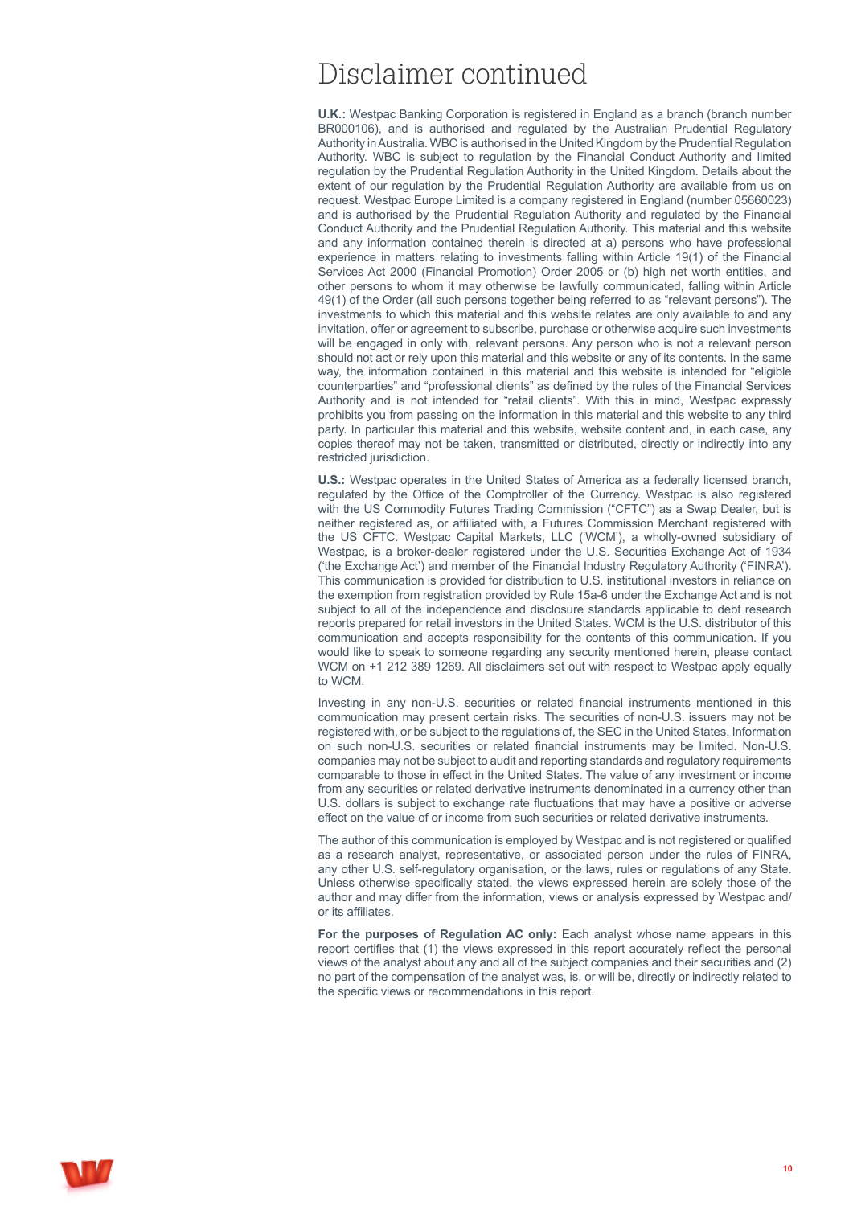# Disclaimer continued

**U.K.:** Westpac Banking Corporation is registered in England as a branch (branch number BR000106), and is authorised and regulated by the Australian Prudential Regulatory Authority in Australia. WBC is authorised in the United Kingdom by the Prudential Regulation Authority. WBC is subject to regulation by the Financial Conduct Authority and limited regulation by the Prudential Regulation Authority in the United Kingdom. Details about the extent of our regulation by the Prudential Regulation Authority are available from us on request. Westpac Europe Limited is a company registered in England (number 05660023) and is authorised by the Prudential Regulation Authority and regulated by the Financial Conduct Authority and the Prudential Regulation Authority. This material and this website and any information contained therein is directed at a) persons who have professional experience in matters relating to investments falling within Article 19(1) of the Financial Services Act 2000 (Financial Promotion) Order 2005 or (b) high net worth entities, and other persons to whom it may otherwise be lawfully communicated, falling within Article 49(1) of the Order (all such persons together being referred to as "relevant persons"). The investments to which this material and this website relates are only available to and any invitation, offer or agreement to subscribe, purchase or otherwise acquire such investments will be engaged in only with, relevant persons. Any person who is not a relevant person should not act or rely upon this material and this website or any of its contents. In the same way, the information contained in this material and this website is intended for "eligible counterparties" and "professional clients" as defined by the rules of the Financial Services Authority and is not intended for "retail clients". With this in mind, Westpac expressly prohibits you from passing on the information in this material and this website to any third party. In particular this material and this website, website content and, in each case, any copies thereof may not be taken, transmitted or distributed, directly or indirectly into any restricted jurisdiction.

**U.S.:** Westpac operates in the United States of America as a federally licensed branch, regulated by the Office of the Comptroller of the Currency. Westpac is also registered with the US Commodity Futures Trading Commission ("CFTC") as a Swap Dealer, but is neither registered as, or affiliated with, a Futures Commission Merchant registered with the US CFTC. Westpac Capital Markets, LLC ('WCM'), a wholly-owned subsidiary of Westpac, is a broker-dealer registered under the U.S. Securities Exchange Act of 1934 ('the Exchange Act') and member of the Financial Industry Regulatory Authority ('FINRA'). This communication is provided for distribution to U.S. institutional investors in reliance on the exemption from registration provided by Rule 15a-6 under the Exchange Act and is not subject to all of the independence and disclosure standards applicable to debt research reports prepared for retail investors in the United States. WCM is the U.S. distributor of this communication and accepts responsibility for the contents of this communication. If you would like to speak to someone regarding any security mentioned herein, please contact WCM on +1 212 389 1269. All disclaimers set out with respect to Westpac apply equally to WCM.

Investing in any non-U.S. securities or related financial instruments mentioned in this communication may present certain risks. The securities of non-U.S. issuers may not be registered with, or be subject to the regulations of, the SEC in the United States. Information on such non-U.S. securities or related financial instruments may be limited. Non-U.S. companies may not be subject to audit and reporting standards and regulatory requirements comparable to those in effect in the United States. The value of any investment or income from any securities or related derivative instruments denominated in a currency other than U.S. dollars is subject to exchange rate fluctuations that may have a positive or adverse effect on the value of or income from such securities or related derivative instruments.

The author of this communication is employed by Westpac and is not registered or qualified as a research analyst, representative, or associated person under the rules of FINRA, any other U.S. self-regulatory organisation, or the laws, rules or regulations of any State. Unless otherwise specifically stated, the views expressed herein are solely those of the author and may differ from the information, views or analysis expressed by Westpac and/or its affiliates.

**For the purposes of Regulation AC only:** Each analyst whose name appears in this report certifies that (1) the views expressed in this report accurately reflect the personal views of the analyst about any and all of the subject companies and their securities and (2) no part of the compensation of the analyst was, is, or will be, directly or indirectly related to the specific views or recommendations in this report.